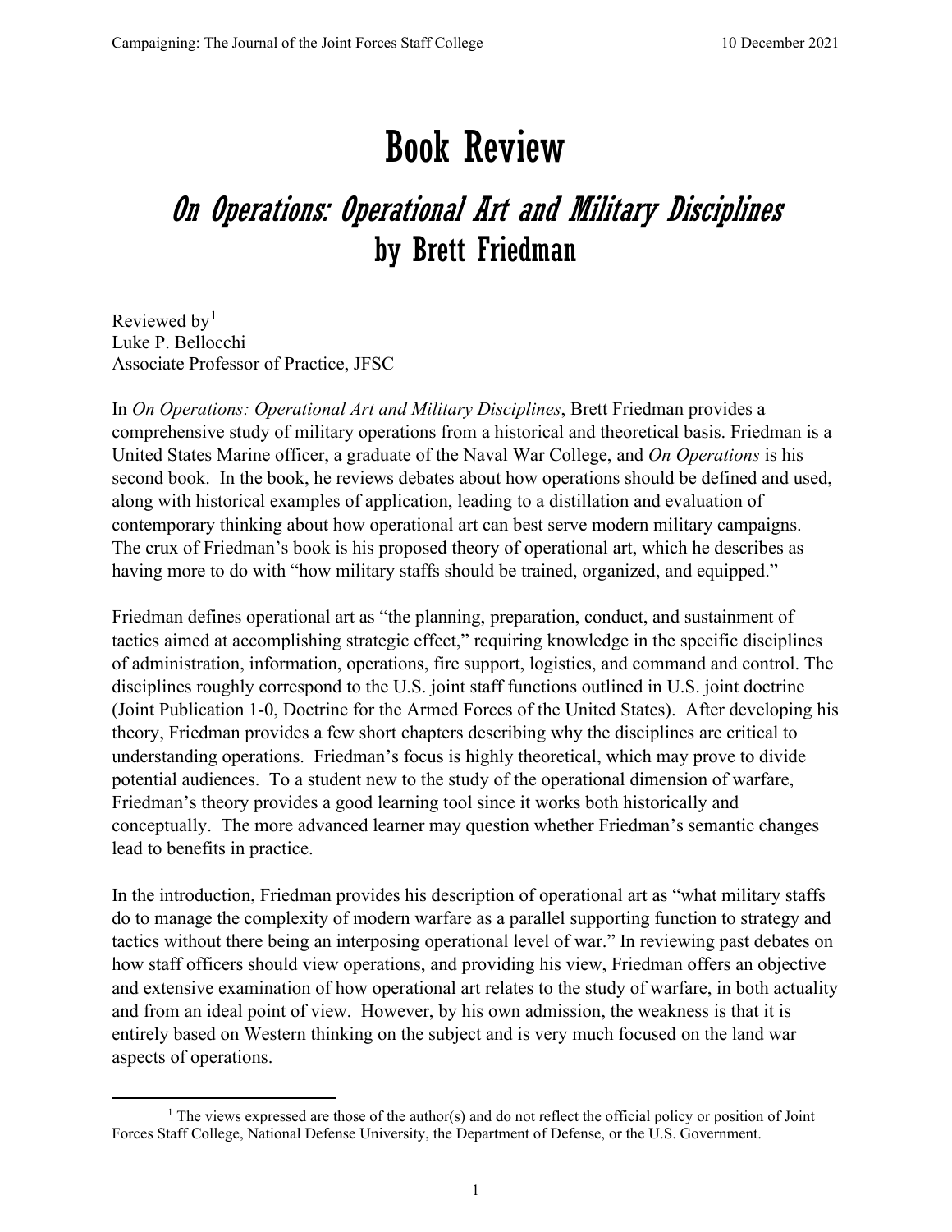# Book Review

## *On Operations: Operational Art and Military Disciplines* by Brett Friedman

Reviewed by[1]
Luke P. Bellocchi
Associate Professor of Practice, JFSC

In *On Operations: Operational Art and Military Disciplines*, Brett Friedman provides a comprehensive study of military operations from a historical and theoretical basis. Friedman is a United States Marine officer, a graduate of the Naval War College, and *On Operations* is his second book. In the book, he reviews debates about how operations should be defined and used, along with historical examples of application, leading to a distillation and evaluation of contemporary thinking about how operational art can best serve modern military campaigns. The crux of Friedman's book is his proposed theory of operational art, which he describes as having more to do with "how military staffs should be trained, organized, and equipped."

Friedman defines operational art as "the planning, preparation, conduct, and sustainment of tactics aimed at accomplishing strategic effect," requiring knowledge in the specific disciplines of administration, information, operations, fire support, logistics, and command and control. The disciplines roughly correspond to the U.S. joint staff functions outlined in U.S. joint doctrine (Joint Publication 1-0, Doctrine for the Armed Forces of the United States). After developing his theory, Friedman provides a few short chapters describing why the disciplines are critical to understanding operations. Friedman's focus is highly theoretical, which may prove to divide potential audiences. To a student new to the study of the operational dimension of warfare, Friedman's theory provides a good learning tool since it works both historically and conceptually. The more advanced learner may question whether Friedman's semantic changes lead to benefits in practice.

In the introduction, Friedman provides his description of operational art as "what military staffs do to manage the complexity of modern warfare as a parallel supporting function to strategy and tactics without there being an interposing operational level of war." In reviewing past debates on how staff officers should view operations, and providing his view, Friedman offers an objective and extensive examination of how operational art relates to the study of warfare, in both actuality and from an ideal point of view. However, by his own admission, the weakness is that it is entirely based on Western thinking on the subject and is very much focused on the land war aspects of operations.

[1] The views expressed are those of the author(s) and do not reflect the official policy or position of Joint Forces Staff College, National Defense University, the Department of Defense, or the U.S. Government.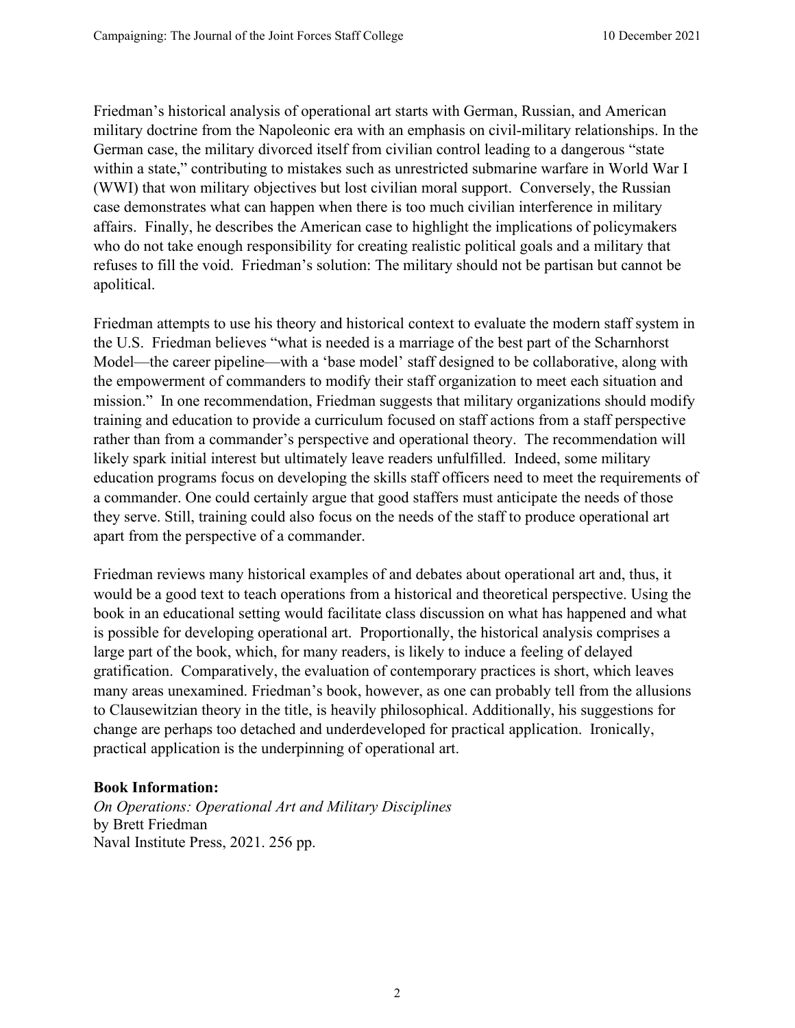Friedman's historical analysis of operational art starts with German, Russian, and American military doctrine from the Napoleonic era with an emphasis on civil-military relationships. In the German case, the military divorced itself from civilian control leading to a dangerous "state within a state," contributing to mistakes such as unrestricted submarine warfare in World War I (WWI) that won military objectives but lost civilian moral support. Conversely, the Russian case demonstrates what can happen when there is too much civilian interference in military affairs. Finally, he describes the American case to highlight the implications of policymakers who do not take enough responsibility for creating realistic political goals and a military that refuses to fill the void. Friedman's solution: The military should not be partisan but cannot be apolitical.

Friedman attempts to use his theory and historical context to evaluate the modern staff system in the U.S. Friedman believes "what is needed is a marriage of the best part of the Scharnhorst Model—the career pipeline—with a 'base model' staff designed to be collaborative, along with the empowerment of commanders to modify their staff organization to meet each situation and mission." In one recommendation, Friedman suggests that military organizations should modify training and education to provide a curriculum focused on staff actions from a staff perspective rather than from a commander's perspective and operational theory. The recommendation will likely spark initial interest but ultimately leave readers unfulfilled. Indeed, some military education programs focus on developing the skills staff officers need to meet the requirements of a commander. One could certainly argue that good staffers must anticipate the needs of those they serve. Still, training could also focus on the needs of the staff to produce operational art apart from the perspective of a commander.

Friedman reviews many historical examples of and debates about operational art and, thus, it would be a good text to teach operations from a historical and theoretical perspective. Using the book in an educational setting would facilitate class discussion on what has happened and what is possible for developing operational art. Proportionally, the historical analysis comprises a large part of the book, which, for many readers, is likely to induce a feeling of delayed gratification. Comparatively, the evaluation of contemporary practices is short, which leaves many areas unexamined. Friedman's book, however, as one can probably tell from the allusions to Clausewitzian theory in the title, is heavily philosophical. Additionally, his suggestions for change are perhaps too detached and underdeveloped for practical application. Ironically, practical application is the underpinning of operational art.

**Book Information:**
*On Operations: Operational Art and Military Disciplines*
by Brett Friedman
Naval Institute Press, 2021. 256 pp.